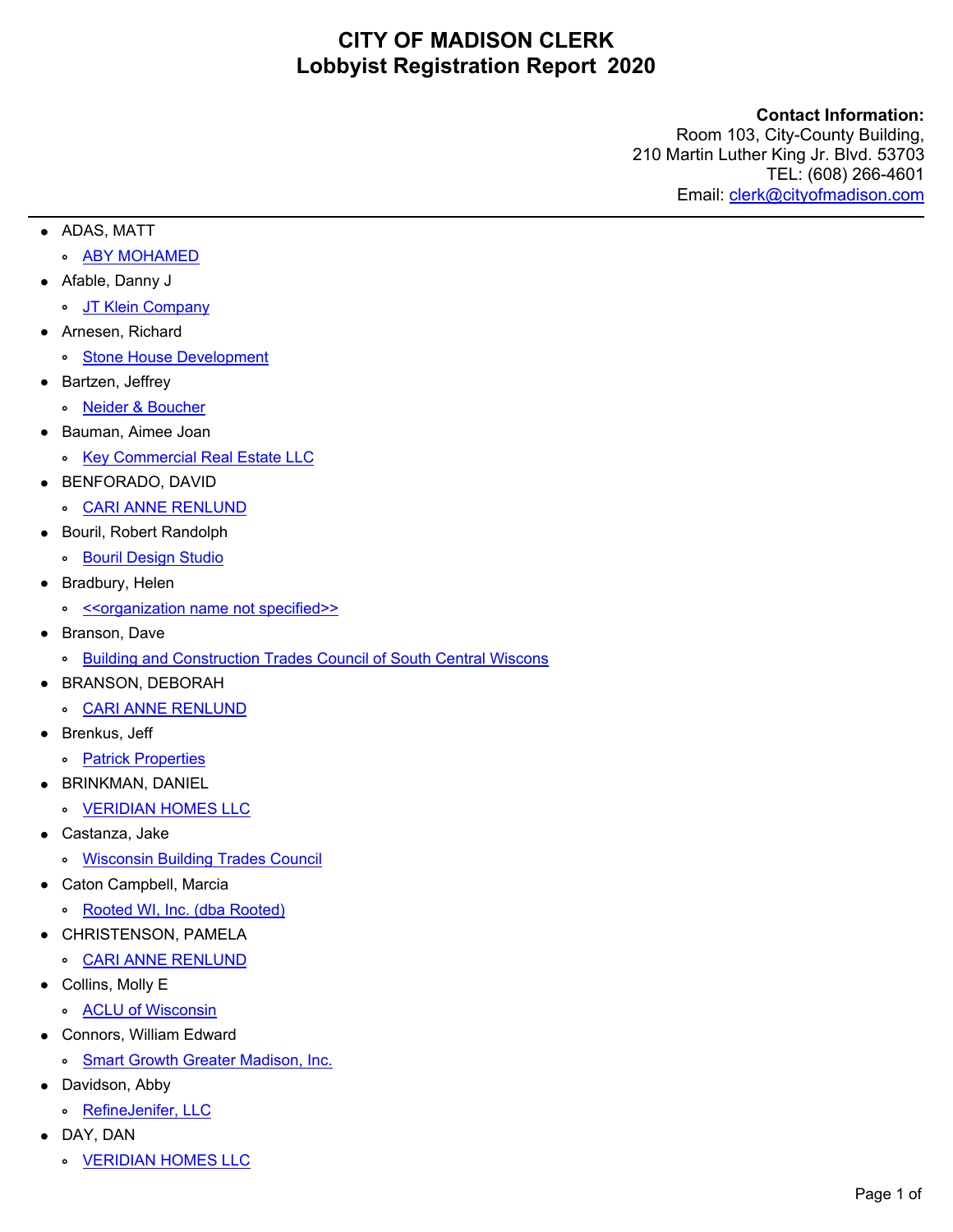# CITY OF MADISON CLERK
# Lobbyist Registration Report 2020

**Contact Information:**
Room 103, City-County Building,
210 Martin Luther King Jr. Blvd. 53703
TEL: (608) 266-4601
Email: clerk@cityofmadison.com

---

- ADAS, MATT
  - ABY MOHAMED
- Afable, Danny J
  - JT Klein Company
- Arnesen, Richard
  - Stone House Development
- Bartzen, Jeffrey
  - Neider & Boucher
- Bauman, Aimee Joan
  - Key Commercial Real Estate LLC
- BENFORADO, DAVID
  - CARI ANNE RENLUND
- Bouril, Robert Randolph
  - Bouril Design Studio
- Bradbury, Helen
  - <<organization name not specified>>
- Branson, Dave
  - Building and Construction Trades Council of South Central Wiscons
- BRANSON, DEBORAH
  - CARI ANNE RENLUND
- Brenkus, Jeff
  - Patrick Properties
- BRINKMAN, DANIEL
  - VERIDIAN HOMES LLC
- Castanza, Jake
  - Wisconsin Building Trades Council
- Caton Campbell, Marcia
  - Rooted WI, Inc. (dba Rooted)
- CHRISTENSON, PAMELA
  - CARI ANNE RENLUND
- Collins, Molly E
  - ACLU of Wisconsin
- Connors, William Edward
  - Smart Growth Greater Madison, Inc.
- Davidson, Abby
  - RefineJenifer, LLC
- DAY, DAN
  - VERIDIAN HOMES LLC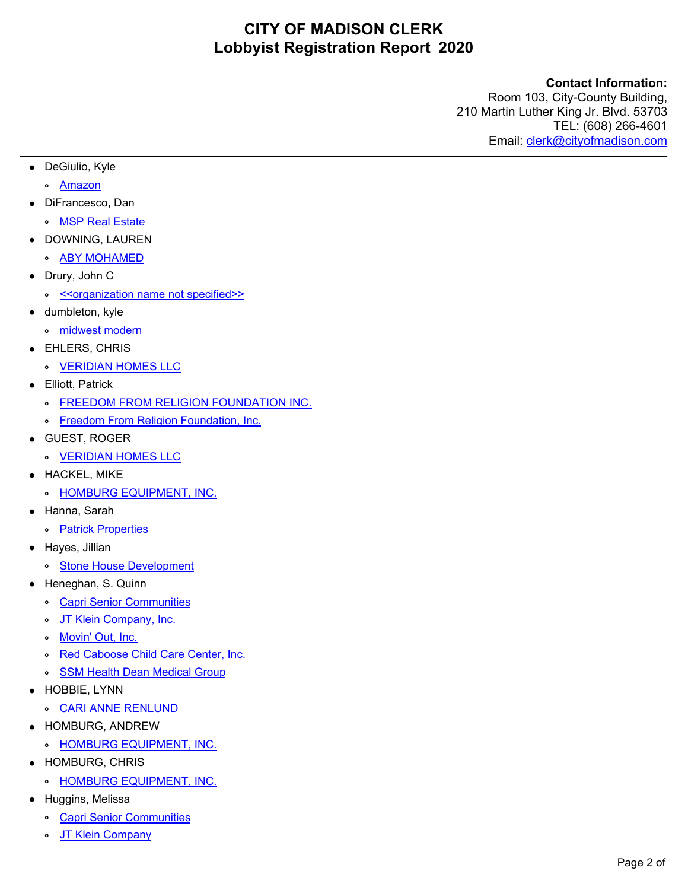# CITY OF MADISON CLERK
# Lobbyist Registration Report 2020

**Contact Information:**
Room 103, City-County Building,
210 Martin Luther King Jr. Blvd. 53703
TEL: (608) 266-4601
Email: clerk@cityofmadison.com

---

- DeGiulio, Kyle
  - Amazon
- DiFrancesco, Dan
  - MSP Real Estate
- DOWNING, LAUREN
  - ABY MOHAMED
- Drury, John C
  - <<organization name not specified>>
- dumbleton, kyle
  - midwest modern
- EHLERS, CHRIS
  - VERIDIAN HOMES LLC
- Elliott, Patrick
  - FREEDOM FROM RELIGION FOUNDATION INC.
  - Freedom From Religion Foundation, Inc.
- GUEST, ROGER
  - VERIDIAN HOMES LLC
- HACKEL, MIKE
  - HOMBURG EQUIPMENT, INC.
- Hanna, Sarah
  - Patrick Properties
- Hayes, Jillian
  - Stone House Development
- Heneghan, S. Quinn
  - Capri Senior Communities
  - JT Klein Company, Inc.
  - Movin' Out, Inc.
  - Red Caboose Child Care Center, Inc.
  - SSM Health Dean Medical Group
- HOBBIE, LYNN
  - CARI ANNE RENLUND
- HOMBURG, ANDREW
  - HOMBURG EQUIPMENT, INC.
- HOMBURG, CHRIS
  - HOMBURG EQUIPMENT, INC.
- Huggins, Melissa
  - Capri Senior Communities
  - JT Klein Company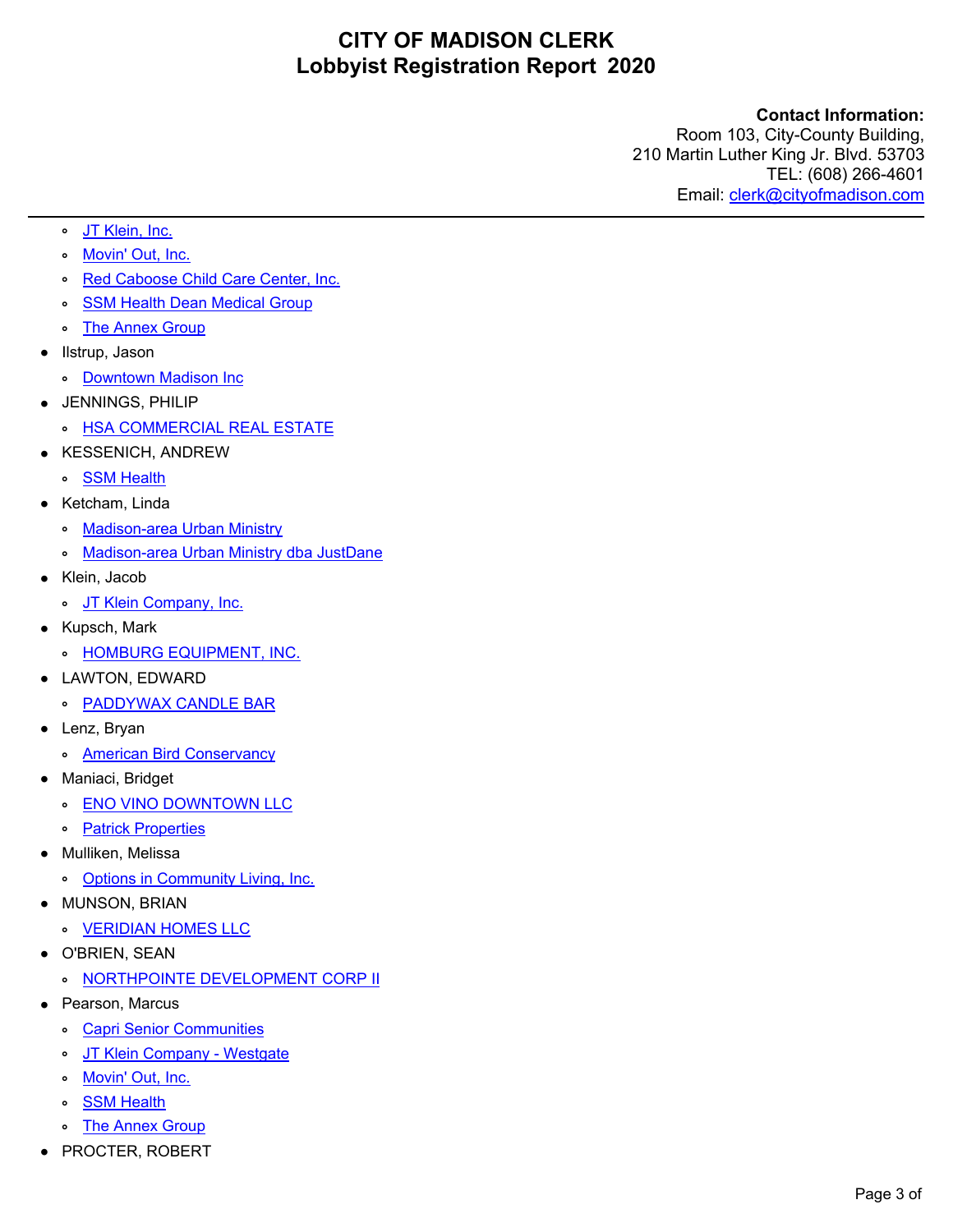# CITY OF MADISON CLERK
## Lobbyist Registration Report 2020

**Contact Information:**
Room 103, City-County Building,
210 Martin Luther King Jr. Blvd. 53703
TEL: (608) 266-4601
Email: clerk@cityofmadison.com

---

- JT Klein, Inc.
  - Movin' Out, Inc.
  - Red Caboose Child Care Center, Inc.
  - SSM Health Dean Medical Group
  - The Annex Group
- Ilstrup, Jason
  - Downtown Madison Inc
- JENNINGS, PHILIP
  - HSA COMMERCIAL REAL ESTATE
- KESSENICH, ANDREW
  - SSM Health
- Ketcham, Linda
  - Madison-area Urban Ministry
  - Madison-area Urban Ministry dba JustDane
- Klein, Jacob
  - JT Klein Company, Inc.
- Kupsch, Mark
  - HOMBURG EQUIPMENT, INC.
- LAWTON, EDWARD
  - PADDYWAX CANDLE BAR
- Lenz, Bryan
  - American Bird Conservancy
- Maniaci, Bridget
  - ENO VINO DOWNTOWN LLC
  - Patrick Properties
- Mulliken, Melissa
  - Options in Community Living, Inc.
- MUNSON, BRIAN
  - VERIDIAN HOMES LLC
- O'BRIEN, SEAN
  - NORTHPOINTE DEVELOPMENT CORP II
- Pearson, Marcus
  - Capri Senior Communities
  - JT Klein Company - Westgate
  - Movin' Out, Inc.
  - SSM Health
  - The Annex Group
- PROCTER, ROBERT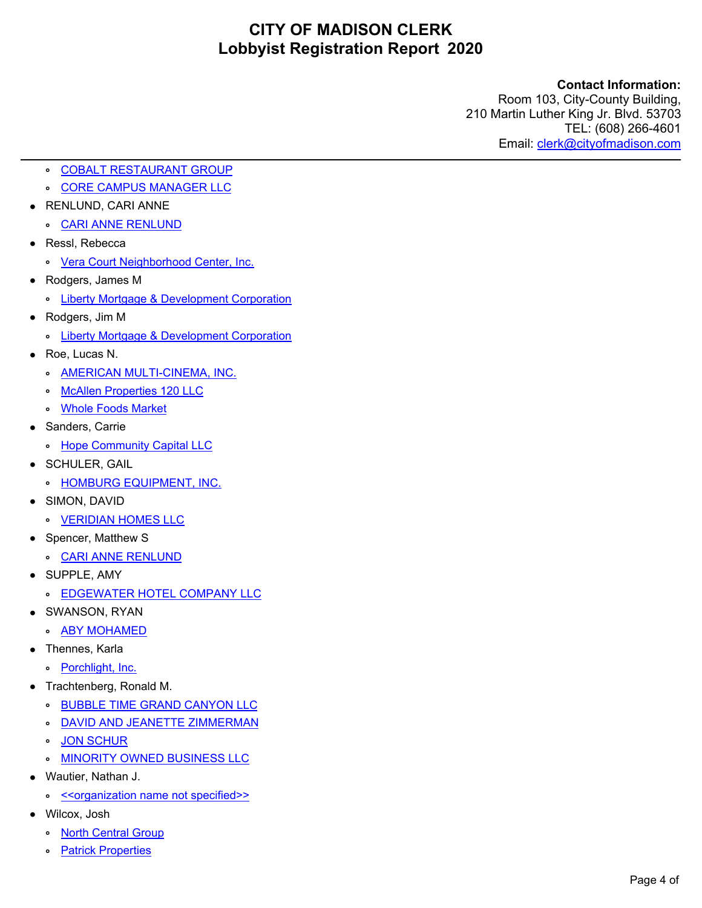# CITY OF MADISON CLERK
# Lobbyist Registration Report 2020

**Contact Information:**
Room 103, City-County Building,
210 Martin Luther King Jr. Blvd. 53703
TEL: (608) 266-4601
Email: clerk@cityofmadison.com

---

  - COBALT RESTAURANT GROUP
  - CORE CAMPUS MANAGER LLC
- RENLUND, CARI ANNE
  - CARI ANNE RENLUND
- Ressl, Rebecca
  - Vera Court Neighborhood Center, Inc.
- Rodgers, James M
  - Liberty Mortgage & Development Corporation
- Rodgers, Jim M
  - Liberty Mortgage & Development Corporation
- Roe, Lucas N.
  - AMERICAN MULTI-CINEMA, INC.
  - McAllen Properties 120 LLC
  - Whole Foods Market
- Sanders, Carrie
  - Hope Community Capital LLC
- SCHULER, GAIL
  - HOMBURG EQUIPMENT, INC.
- SIMON, DAVID
  - VERIDIAN HOMES LLC
- Spencer, Matthew S
  - CARI ANNE RENLUND
- SUPPLE, AMY
  - EDGEWATER HOTEL COMPANY LLC
- SWANSON, RYAN
  - ABY MOHAMED
- Thennes, Karla
  - Porchlight, Inc.
- Trachtenberg, Ronald M.
  - BUBBLE TIME GRAND CANYON LLC
  - DAVID AND JEANETTE ZIMMERMAN
  - JON SCHUR
  - MINORITY OWNED BUSINESS LLC
- Wautier, Nathan J.
  - <<organization name not specified>>
- Wilcox, Josh
  - North Central Group
  - Patrick Properties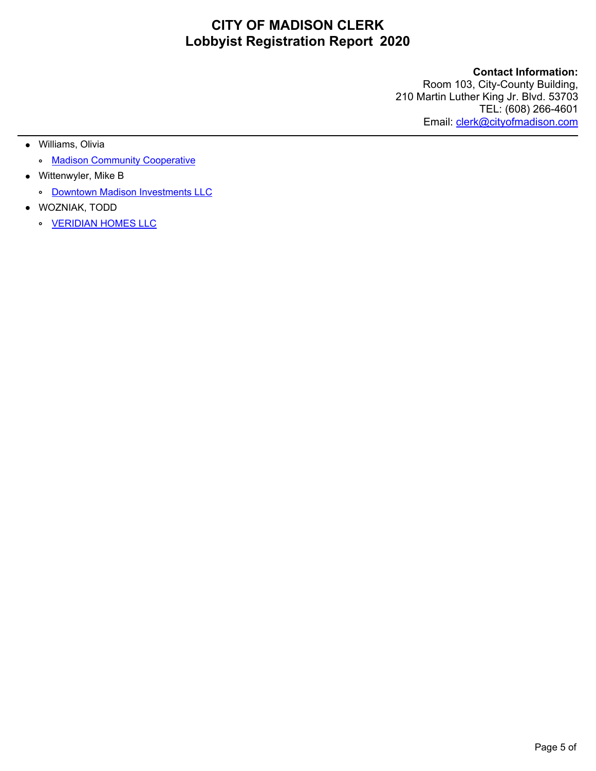# CITY OF MADISON CLERK
## Lobbyist Registration Report 2020

**Contact Information:**
Room 103, City-County Building,
210 Martin Luther King Jr. Blvd. 53703
TEL: (608) 266-4601
Email: clerk@cityofmadison.com

---

- Williams, Olivia
  - Madison Community Cooperative
- Wittenwyler, Mike B
  - Downtown Madison Investments LLC
- WOZNIAK, TODD
  - VERIDIAN HOMES LLC